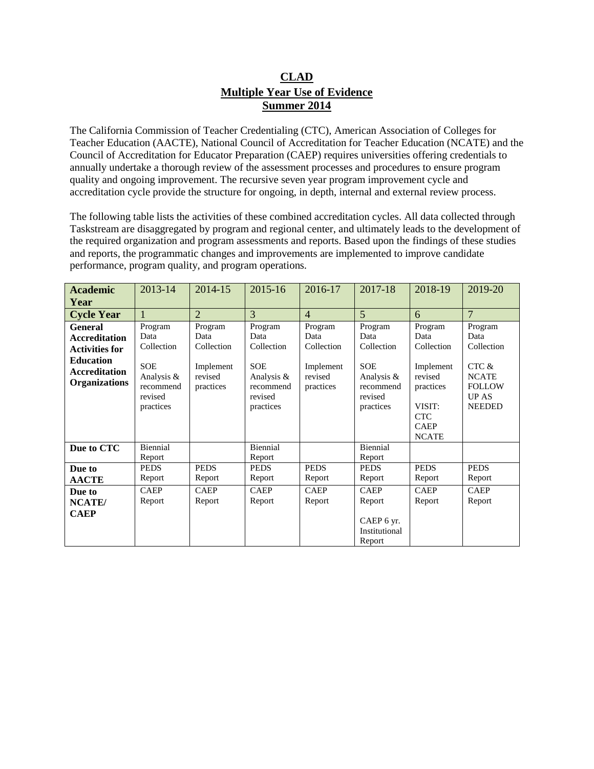# CLAD
## Multiple Year Use of Evidence
## Summer 2014

The California Commission of Teacher Credentialing (CTC), American Association of Colleges for Teacher Education (AACTE), National Council of Accreditation for Teacher Education (NCATE) and the Council of Accreditation for Educator Preparation (CAEP) requires universities offering credentials to annually undertake a thorough review of the assessment processes and procedures to ensure program quality and ongoing improvement. The recursive seven year program improvement cycle and accreditation cycle provide the structure for ongoing, in depth, internal and external review process.

The following table lists the activities of these combined accreditation cycles. All data collected through Taskstream are disaggregated by program and regional center, and ultimately leads to the development of the required organization and program assessments and reports. Based upon the findings of these studies and reports, the programmatic changes and improvements are implemented to improve candidate performance, program quality, and program operations.

| **Academic Year** | 2013-14 | 2014-15 | 2015-16 | 2016-17 | 2017-18 | 2018-19 | 2019-20 |
|---|---|---|---|---|---|---|---|
| **Cycle Year** | 1 | 2 | 3 | 4 | 5 | 6 | 7 |
| **General Accreditation Activities for Education Accreditation Organizations** | Program Data Collection<br><br>SOE Analysis & recommend revised practices | Program Data Collection<br><br>Implement revised practices | Program Data Collection<br><br>SOE Analysis & recommend revised practices | Program Data Collection<br><br>Implement revised practices | Program Data Collection<br><br>SOE Analysis & recommend revised practices | Program Data Collection<br><br>Implement revised practices<br><br>VISIT: CTC CAEP NCATE | Program Data Collection<br><br>CTC & NCATE FOLLOW UP AS NEEDED |
| **Due to CTC** | Biennial Report | | Biennial Report | | Biennial Report | | |
| **Due to AACTE** | PEDS Report | PEDS Report | PEDS Report | PEDS Report | PEDS Report | PEDS Report | PEDS Report |
| **Due to NCATE/ CAEP** | CAEP Report | CAEP Report | CAEP Report | CAEP Report | CAEP Report<br><br>CAEP 6 yr. Institutional Report | CAEP Report | CAEP Report |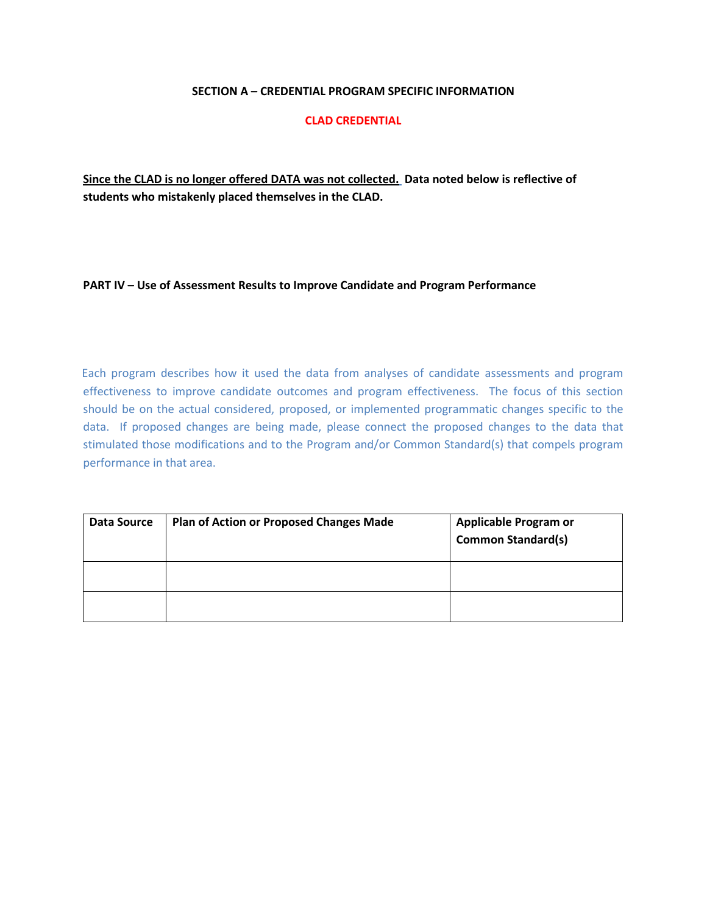**SECTION A – CREDENTIAL PROGRAM SPECIFIC INFORMATION**

**CLAD CREDENTIAL**

**Since the CLAD is no longer offered DATA was not collected.** **Data noted below is reflective of students who mistakenly placed themselves in the CLAD.**

**PART IV – Use of Assessment Results to Improve Candidate and Program Performance**

Each program describes how it used the data from analyses of candidate assessments and program effectiveness to improve candidate outcomes and program effectiveness. The focus of this section should be on the actual considered, proposed, or implemented programmatic changes specific to the data. If proposed changes are being made, please connect the proposed changes to the data that stimulated those modifications and to the Program and/or Common Standard(s) that compels program performance in that area.

| Data Source | Plan of Action or Proposed Changes Made | Applicable Program or Common Standard(s) |
|---|---|---|
| | | |
| | | |